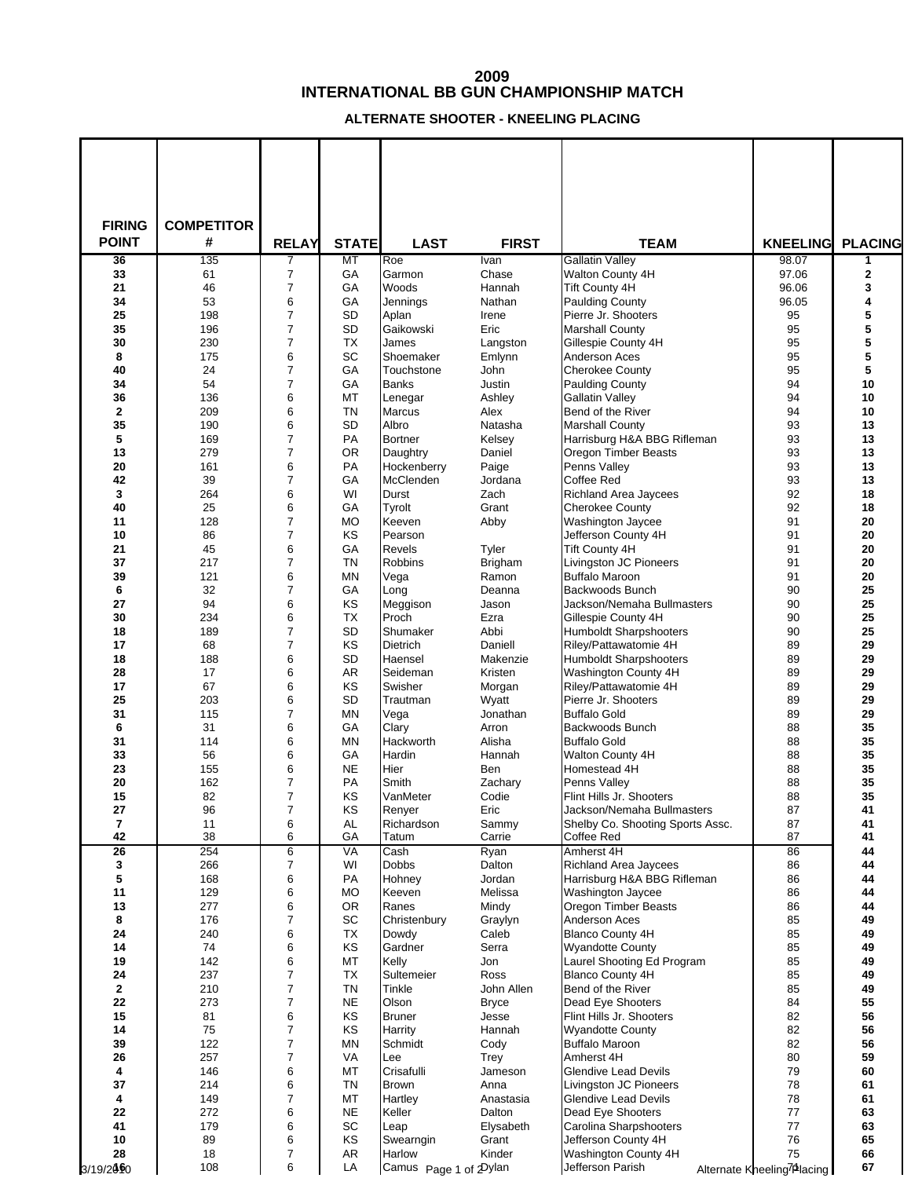# 2009
# INTERNATIONAL BB GUN CHAMPIONSHIP MATCH

### ALTERNATE SHOOTER - KNEELING PLACING

| FIRING POINT | COMPETITOR # | RELAY | STATE | LAST | FIRST | TEAM | KNEELING | PLACING |
|---|---|---|---|---|---|---|---|---|
| 36 | 135 | 7 | MT | Roe | Ivan | Gallatin Valley | 98.07 | 1 |
| 33 | 61 | 7 | GA | Garmon | Chase | Walton County 4H | 97.06 | 2 |
| 21 | 46 | 7 | GA | Woods | Hannah | Tift County 4H | 96.06 | 3 |
| 34 | 53 | 6 | GA | Jennings | Nathan | Paulding County | 96.05 | 4 |
| 25 | 198 | 7 | SD | Aplan | Irene | Pierre Jr. Shooters | 95 | 5 |
| 35 | 196 | 7 | SD | Gaikowski | Eric | Marshall County | 95 | 5 |
| 30 | 230 | 7 | TX | James | Langston | Gillespie County 4H | 95 | 5 |
| 8 | 175 | 6 | SC | Shoemaker | Emlynn | Anderson Aces | 95 | 5 |
| 40 | 24 | 7 | GA | Touchstone | John | Cherokee County | 95 | 5 |
| 34 | 54 | 7 | GA | Banks | Justin | Paulding County | 94 | 10 |
| 36 | 136 | 6 | MT | Lenegar | Ashley | Gallatin Valley | 94 | 10 |
| 2 | 209 | 6 | TN | Marcus | Alex | Bend of the River | 94 | 10 |
| 35 | 190 | 6 | SD | Albro | Natasha | Marshall County | 93 | 13 |
| 5 | 169 | 7 | PA | Bortner | Kelsey | Harrisburg H&A BBG Rifleman | 93 | 13 |
| 13 | 279 | 7 | OR | Daughtry | Daniel | Oregon Timber Beasts | 93 | 13 |
| 20 | 161 | 6 | PA | Hockenberry | Paige | Penns Valley | 93 | 13 |
| 42 | 39 | 7 | GA | McClenden | Jordana | Coffee Red | 93 | 13 |
| 3 | 264 | 6 | WI | Durst | Zach | Richland Area Jaycees | 92 | 18 |
| 40 | 25 | 6 | GA | Tyrolt | Grant | Cherokee County | 92 | 18 |
| 11 | 128 | 7 | MO | Keeven | Abby | Washington Jaycee | 91 | 20 |
| 10 | 86 | 7 | KS | Pearson | | Jefferson County 4H | 91 | 20 |
| 21 | 45 | 6 | GA | Revels | Tyler | Tift County 4H | 91 | 20 |
| 37 | 217 | 7 | TN | Robbins | Brigham | Livingston JC Pioneers | 91 | 20 |
| 39 | 121 | 6 | MN | Vega | Ramon | Buffalo Maroon | 91 | 20 |
| 6 | 32 | 7 | GA | Long | Deanna | Backwoods Bunch | 90 | 25 |
| 27 | 94 | 6 | KS | Meggison | Jason | Jackson/Nemaha Bullmasters | 90 | 25 |
| 30 | 234 | 6 | TX | Proch | Ezra | Gillespie County 4H | 90 | 25 |
| 18 | 189 | 7 | SD | Shumaker | Abbi | Humboldt Sharpshooters | 90 | 25 |
| 17 | 68 | 7 | KS | Dietrich | Daniell | Riley/Pattawatomie 4H | 89 | 29 |
| 18 | 188 | 6 | SD | Haensel | Makenzie | Humboldt Sharpshooters | 89 | 29 |
| 28 | 17 | 6 | AR | Seideman | Kristen | Washington County 4H | 89 | 29 |
| 17 | 67 | 6 | KS | Swisher | Morgan | Riley/Pattawatomie 4H | 89 | 29 |
| 25 | 203 | 6 | SD | Trautman | Wyatt | Pierre Jr. Shooters | 89 | 29 |
| 31 | 115 | 7 | MN | Vega | Jonathan | Buffalo Gold | 89 | 29 |
| 6 | 31 | 6 | GA | Clary | Arron | Backwoods Bunch | 88 | 35 |
| 31 | 114 | 6 | MN | Hackworth | Alisha | Buffalo Gold | 88 | 35 |
| 33 | 56 | 6 | GA | Hardin | Hannah | Walton County 4H | 88 | 35 |
| 23 | 155 | 6 | NE | Hier | Ben | Homestead 4H | 88 | 35 |
| 20 | 162 | 7 | PA | Smith | Zachary | Penns Valley | 88 | 35 |
| 15 | 82 | 7 | KS | VanMeter | Codie | Flint Hills Jr. Shooters | 88 | 35 |
| 27 | 96 | 7 | KS | Renyer | Eric | Jackson/Nemaha Bullmasters | 87 | 41 |
| 7 | 11 | 6 | AL | Richardson | Sammy | Shelby Co. Shooting Sports Assc. | 87 | 41 |
| 42 | 38 | 6 | GA | Tatum | Carrie | Coffee Red | 87 | 41 |
| 26 | 254 | 6 | VA | Cash | Ryan | Amherst 4H | 86 | 44 |
| 3 | 266 | 7 | WI | Dobbs | Dalton | Richland Area Jaycees | 86 | 44 |
| 5 | 168 | 6 | PA | Hohney | Jordan | Harrisburg H&A BBG Rifleman | 86 | 44 |
| 11 | 129 | 6 | MO | Keeven | Melissa | Washington Jaycee | 86 | 44 |
| 13 | 277 | 6 | OR | Ranes | Mindy | Oregon Timber Beasts | 86 | 44 |
| 8 | 176 | 7 | SC | Christenbury | Graylyn | Anderson Aces | 85 | 49 |
| 24 | 240 | 6 | TX | Dowdy | Caleb | Blanco County 4H | 85 | 49 |
| 14 | 74 | 6 | KS | Gardner | Serra | Wyandotte County | 85 | 49 |
| 19 | 142 | 6 | MT | Kelly | Jon | Laurel Shooting Ed Program | 85 | 49 |
| 24 | 237 | 7 | TX | Sultemeier | Ross | Blanco County 4H | 85 | 49 |
| 2 | 210 | 7 | TN | Tinkle | John Allen | Bend of the River | 85 | 49 |
| 22 | 273 | 7 | NE | Olson | Bryce | Dead Eye Shooters | 84 | 55 |
| 15 | 81 | 6 | KS | Bruner | Jesse | Flint Hills Jr. Shooters | 82 | 56 |
| 14 | 75 | 7 | KS | Harrity | Hannah | Wyandotte County | 82 | 56 |
| 39 | 122 | 7 | MN | Schmidt | Cody | Buffalo Maroon | 82 | 56 |
| 26 | 257 | 7 | VA | Lee | Trey | Amherst 4H | 80 | 59 |
| 4 | 146 | 6 | MT | Crisafulli | Jameson | Glendive Lead Devils | 79 | 60 |
| 37 | 214 | 6 | TN | Brown | Anna | Livingston JC Pioneers | 78 | 61 |
| 4 | 149 | 7 | MT | Hartley | Anastasia | Glendive Lead Devils | 78 | 61 |
| 22 | 272 | 6 | NE | Keller | Dalton | Dead Eye Shooters | 77 | 63 |
| 41 | 179 | 6 | SC | Leap | Elysabeth | Carolina Sharpshooters | 77 | 63 |
| 10 | 89 | 6 | KS | Swearngin | Grant | Jefferson County 4H | 76 | 65 |
| 28 | 18 | 7 | AR | Harlow | Kinder | Washington County 4H | 75 | 66 |
| 16 | 108 | 6 | LA | Camus | Dylan | Jefferson Parish | 71 | 67 |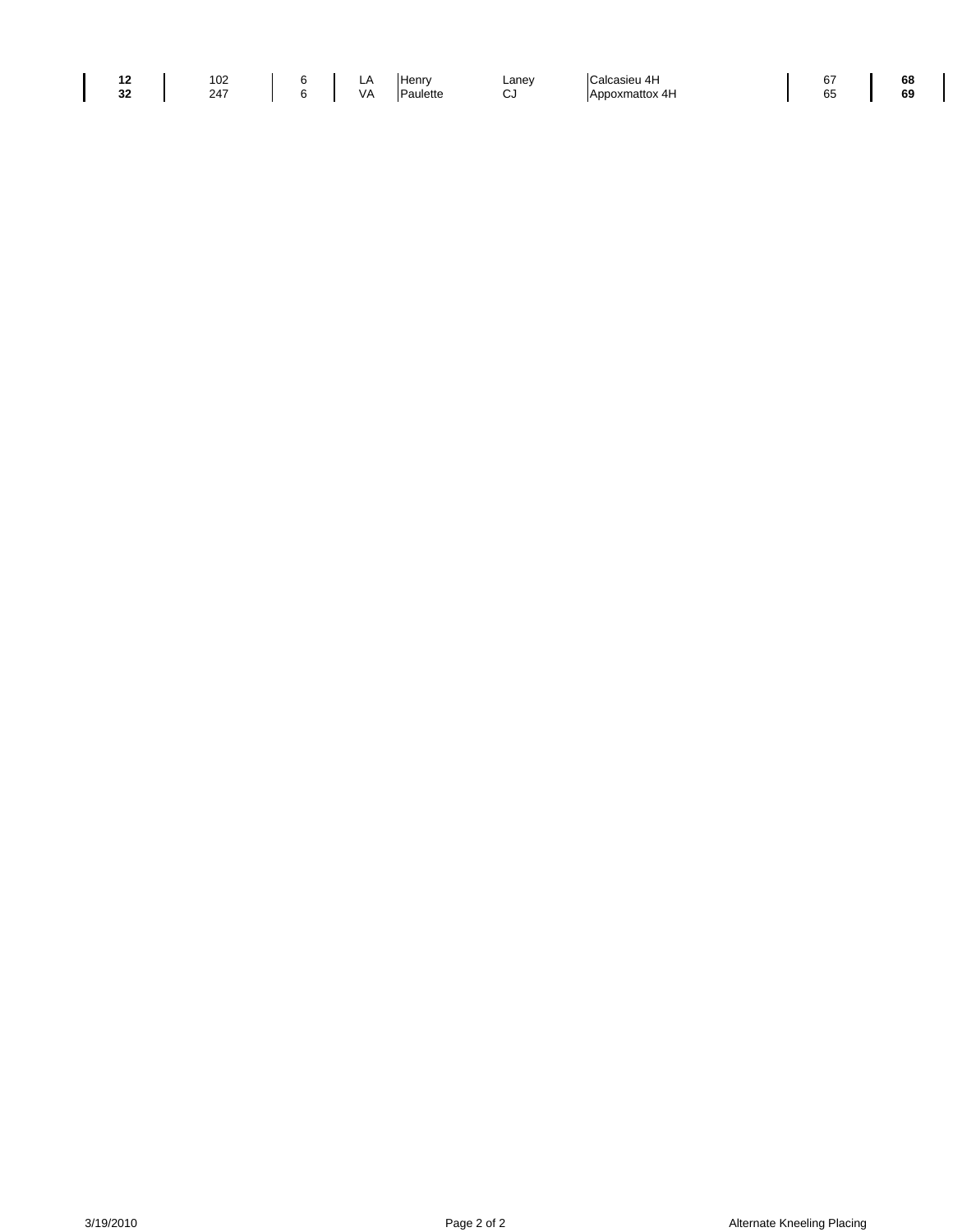| | | | | | | | | |
|---|---|---|---|---|---|---|---|---|
| **12** | 102 | 6 | LA | Henry | Laney | Calcasieu 4H | 67 | **68** |
| **32** | 247 | 6 | VA | Paulette | CJ | Appoxmattox 4H | 65 | **69** |